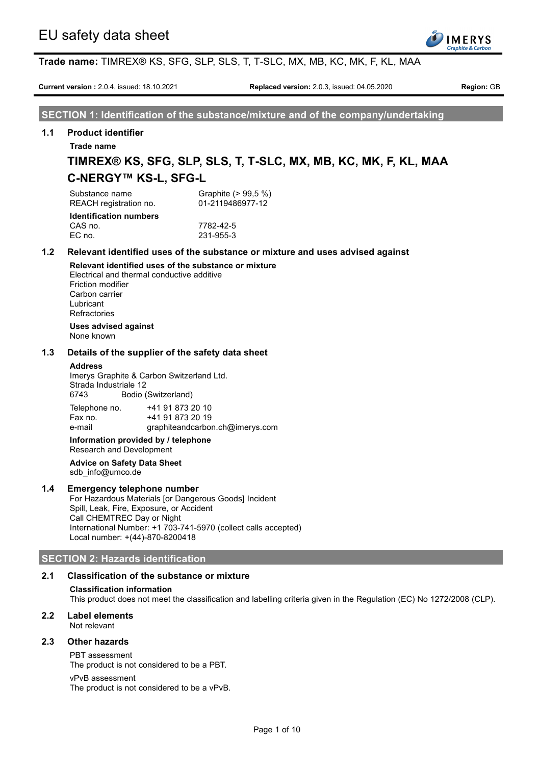# EU safety data sheet

**Trade name:** TIMREX® KS, SFG, SLP, SLS, T, T-SLC, MX, MB, KC, MK, F, KL, MAA

**Current version :** 2.0.4, issued: 18.10.2021 **Replaced version:** 2.0.3, issued: 04.05.2020 **Region:** GB

## SECTION 1: Identification of the substance/mixture and of the company/undertaking

### 1.1 Product identifier

**Trade name**

## TIMREX® KS, SFG, SLP, SLS, T, T-SLC, MX, MB, KC, MK, F, KL, MAA C-NERGY™ KS-L, SFG-L

| | |
|---|---|
| Substance name | Graphite (> 99,5 %) |
| REACH registration no. | 01-2119486977-12 |

**Identification numbers**

| | |
|---|---|
| CAS no. | 7782-42-5 |
| EC no. | 231-955-3 |

### 1.2 Relevant identified uses of the substance or mixture and uses advised against

**Relevant identified uses of the substance or mixture**

Electrical and thermal conductive additive
Friction modifier
Carbon carrier
Lubricant
Refractories

**Uses advised against**

None known

### 1.3 Details of the supplier of the safety data sheet

**Address**

Imerys Graphite & Carbon Switzerland Ltd.
Strada Industriale 12
6743 Bodio (Switzerland)

| | |
|---|---|
| Telephone no. | +41 91 873 20 10 |
| Fax no. | +41 91 873 20 19 |
| e-mail | graphiteandcarbon.ch@imerys.com |

**Information provided by / telephone**

Research and Development

**Advice on Safety Data Sheet**

sdb_info@umco.de

### 1.4 Emergency telephone number

For Hazardous Materials [or Dangerous Goods] Incident
Spill, Leak, Fire, Exposure, or Accident
Call CHEMTREC Day or Night
International Number: +1 703-741-5970 (collect calls accepted)
Local number: +(44)-870-8200418

## SECTION 2: Hazards identification

### 2.1 Classification of the substance or mixture

**Classification information**

This product does not meet the classification and labelling criteria given in the Regulation (EC) No 1272/2008 (CLP).

### 2.2 Label elements

Not relevant

### 2.3 Other hazards

PBT assessment
The product is not considered to be a PBT.

vPvB assessment
The product is not considered to be a vPvB.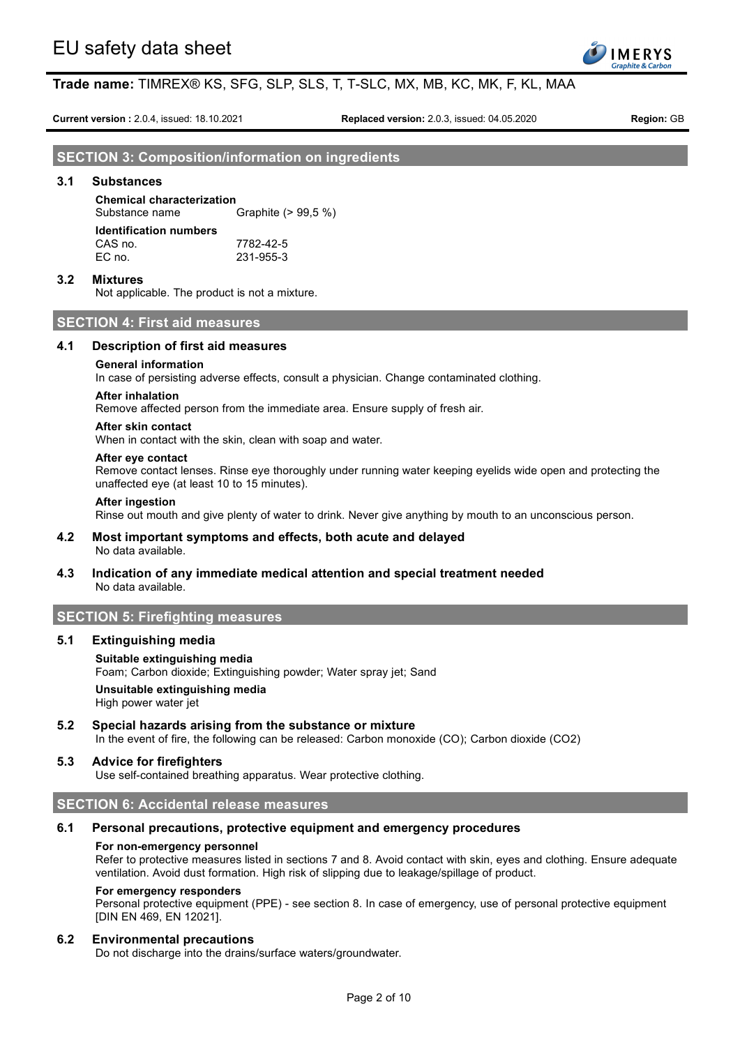## SECTION 3: Composition/information on ingredients

### 3.1 Substances

**Chemical characterization**

| | |
|---|---|
| Substance name | Graphite (> 99,5 %) |

**Identification numbers**

| | |
|---|---|
| CAS no. | 7782-42-5 |
| EC no. | 231-955-3 |

### 3.2 Mixtures

Not applicable. The product is not a mixture.

## SECTION 4: First aid measures

### 4.1 Description of first aid measures

**General information**

In case of persisting adverse effects, consult a physician. Change contaminated clothing.

**After inhalation**

Remove affected person from the immediate area. Ensure supply of fresh air.

**After skin contact**

When in contact with the skin, clean with soap and water.

**After eye contact**

Remove contact lenses. Rinse eye thoroughly under running water keeping eyelids wide open and protecting the unaffected eye (at least 10 to 15 minutes).

**After ingestion**

Rinse out mouth and give plenty of water to drink. Never give anything by mouth to an unconscious person.

### 4.2 Most important symptoms and effects, both acute and delayed

No data available.

### 4.3 Indication of any immediate medical attention and special treatment needed

No data available.

## SECTION 5: Firefighting measures

### 5.1 Extinguishing media

**Suitable extinguishing media**

Foam; Carbon dioxide; Extinguishing powder; Water spray jet; Sand

**Unsuitable extinguishing media**

High power water jet

### 5.2 Special hazards arising from the substance or mixture

In the event of fire, the following can be released: Carbon monoxide (CO); Carbon dioxide ($CO_2$)

### 5.3 Advice for firefighters

Use self-contained breathing apparatus. Wear protective clothing.

## SECTION 6: Accidental release measures

### 6.1 Personal precautions, protective equipment and emergency procedures

**For non-emergency personnel**

Refer to protective measures listed in sections 7 and 8. Avoid contact with skin, eyes and clothing. Ensure adequate ventilation. Avoid dust formation. High risk of slipping due to leakage/spillage of product.

**For emergency responders**

Personal protective equipment (PPE) - see section 8. In case of emergency, use of personal protective equipment [DIN EN 469, EN 12021].

### 6.2 Environmental precautions

Do not discharge into the drains/surface waters/groundwater.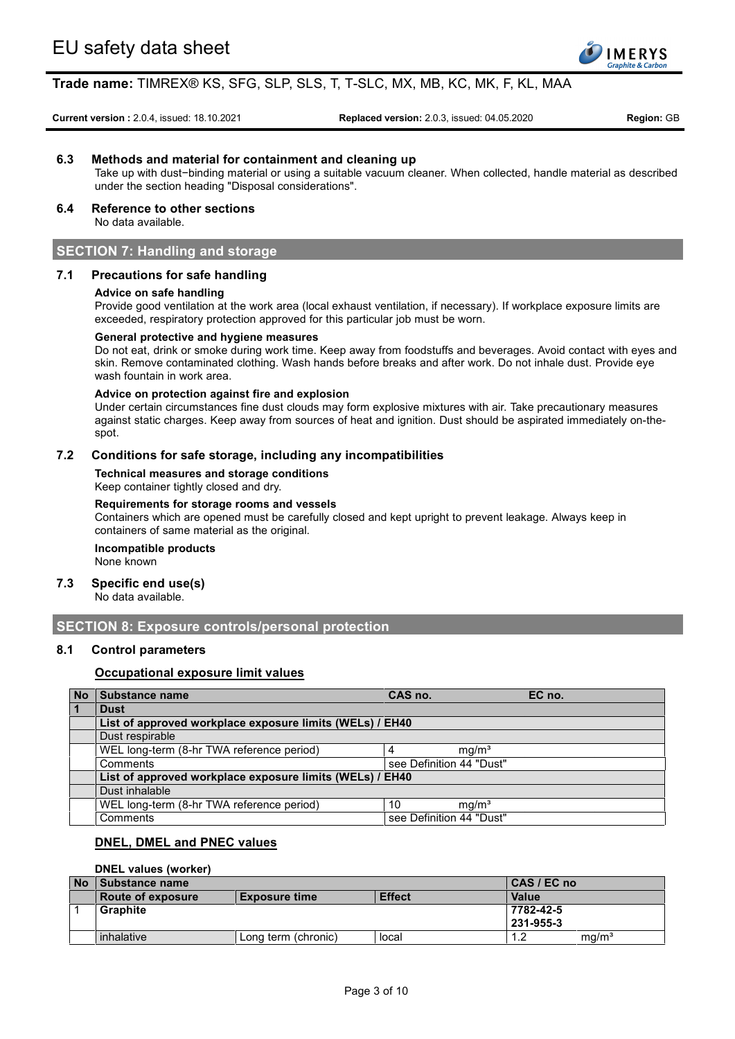### 6.3 Methods and material for containment and cleaning up

Take up with dust−binding material or using a suitable vacuum cleaner. When collected, handle material as described under the section heading "Disposal considerations".

### 6.4 Reference to other sections

No data available.

## SECTION 7: Handling and storage

### 7.1 Precautions for safe handling

**Advice on safe handling**

Provide good ventilation at the work area (local exhaust ventilation, if necessary). If workplace exposure limits are exceeded, respiratory protection approved for this particular job must be worn.

**General protective and hygiene measures**

Do not eat, drink or smoke during work time. Keep away from foodstuffs and beverages. Avoid contact with eyes and skin. Remove contaminated clothing. Wash hands before breaks and after work. Do not inhale dust. Provide eye wash fountain in work area.

**Advice on protection against fire and explosion**

Under certain circumstances fine dust clouds may form explosive mixtures with air. Take precautionary measures against static charges. Keep away from sources of heat and ignition. Dust should be aspirated immediately on-the-spot.

### 7.2 Conditions for safe storage, including any incompatibilities

**Technical measures and storage conditions**

Keep container tightly closed and dry.

**Requirements for storage rooms and vessels**

Containers which are opened must be carefully closed and kept upright to prevent leakage. Always keep in containers of same material as the original.

**Incompatible products**

None known

### 7.3 Specific end use(s)

No data available.

## SECTION 8: Exposure controls/personal protection

### 8.1 Control parameters

**Occupational exposure limit values**

| No | Substance name | CAS no. | EC no. |
|---|---|---|---|
| 1 | **Dust** | | |
| | **List of approved workplace exposure limits (WELs) / EH40** | | |
| | Dust respirable | | |
| | WEL long-term (8-hr TWA reference period) | 4 mg/m³ | |
| | Comments | see Definition 44 "Dust" | |
| | **List of approved workplace exposure limits (WELs) / EH40** | | |
| | Dust inhalable | | |
| | WEL long-term (8-hr TWA reference period) | 10 mg/m³ | |
| | Comments | see Definition 44 "Dust" | |

**DNEL, DMEL and PNEC values**

**DNEL values (worker)**

| No | Substance name | | | CAS / EC no | |
|---|---|---|---|---|---|
| | **Route of exposure** | **Exposure time** | **Effect** | **Value** | |
| 1 | **Graphite** | | | **7782-42-5**<br>**231-955-3** | |
| | inhalative | Long term (chronic) | local | 1.2 | mg/m³ |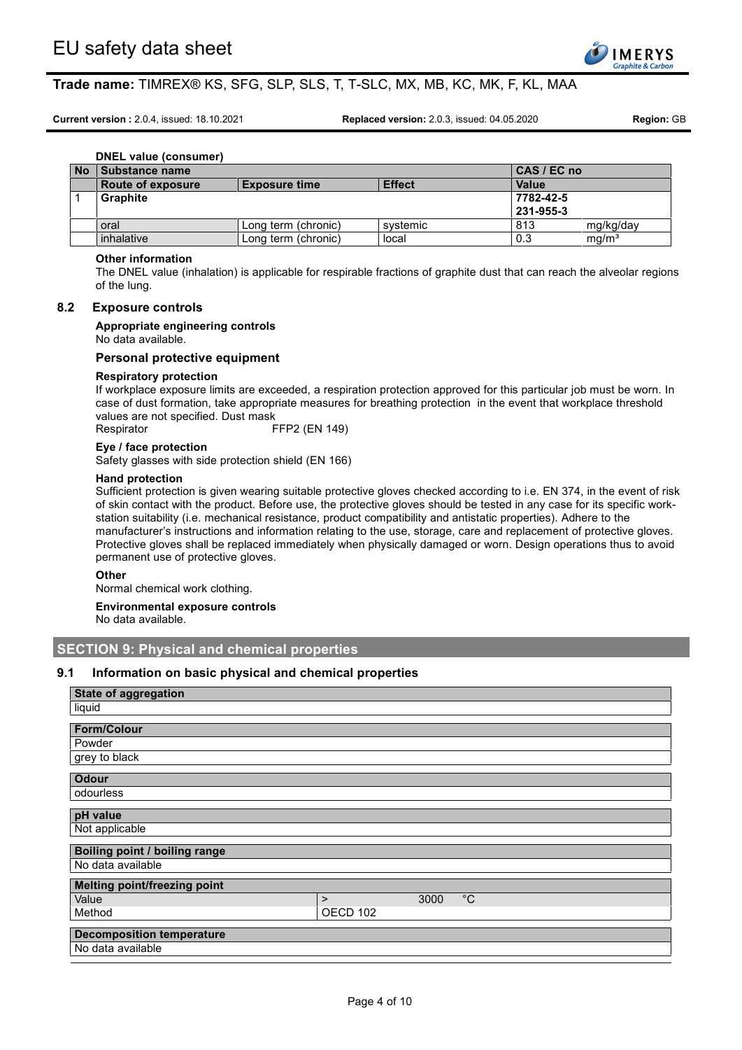**DNEL value (consumer)**

| No | Substance name | | | CAS / EC no | |
|---|---|---|---|---|---|
| | Route of exposure | Exposure time | Effect | Value | |
| 1 | **Graphite** | | | **7782-42-5**<br>**231-955-3** | |
| | oral | Long term (chronic) | systemic | 813 | mg/kg/day |
| | inhalative | Long term (chronic) | local | 0.3 | mg/m³ |

**Other information**

The DNEL value (inhalation) is applicable for respirable fractions of graphite dust that can reach the alveolar regions of the lung.

## 8.2 Exposure controls

**Appropriate engineering controls**

No data available.

### Personal protective equipment

**Respiratory protection**

If workplace exposure limits are exceeded, a respiration protection approved for this particular job must be worn. In case of dust formation, take appropriate measures for breathing protection in the event that workplace threshold values are not specified. Dust mask

Respirator FFP2 (EN 149)

**Eye / face protection**

Safety glasses with side protection shield (EN 166)

**Hand protection**

Sufficient protection is given wearing suitable protective gloves checked according to i.e. EN 374, in the event of risk of skin contact with the product. Before use, the protective gloves should be tested in any case for its specific work-station suitability (i.e. mechanical resistance, product compatibility and antistatic properties). Adhere to the manufacturer's instructions and information relating to the use, storage, care and replacement of protective gloves. Protective gloves shall be replaced immediately when physically damaged or worn. Design operations thus to avoid permanent use of protective gloves.

**Other**

Normal chemical work clothing.

**Environmental exposure controls**

No data available.

# SECTION 9: Physical and chemical properties

## 9.1 Information on basic physical and chemical properties

| State of aggregation |
|---|
| liquid |

| Form/Colour |
|---|
| Powder |
| grey to black |

| Odour |
|---|
| odourless |

| pH value |
|---|
| Not applicable |

| Boiling point / boiling range |
|---|
| No data available |

| Melting point/freezing point | | | |
|---|---|---|---|
| Value | > | 3000 | °C |
| Method | OECD 102 | | |

| Decomposition temperature |
|---|
| No data available |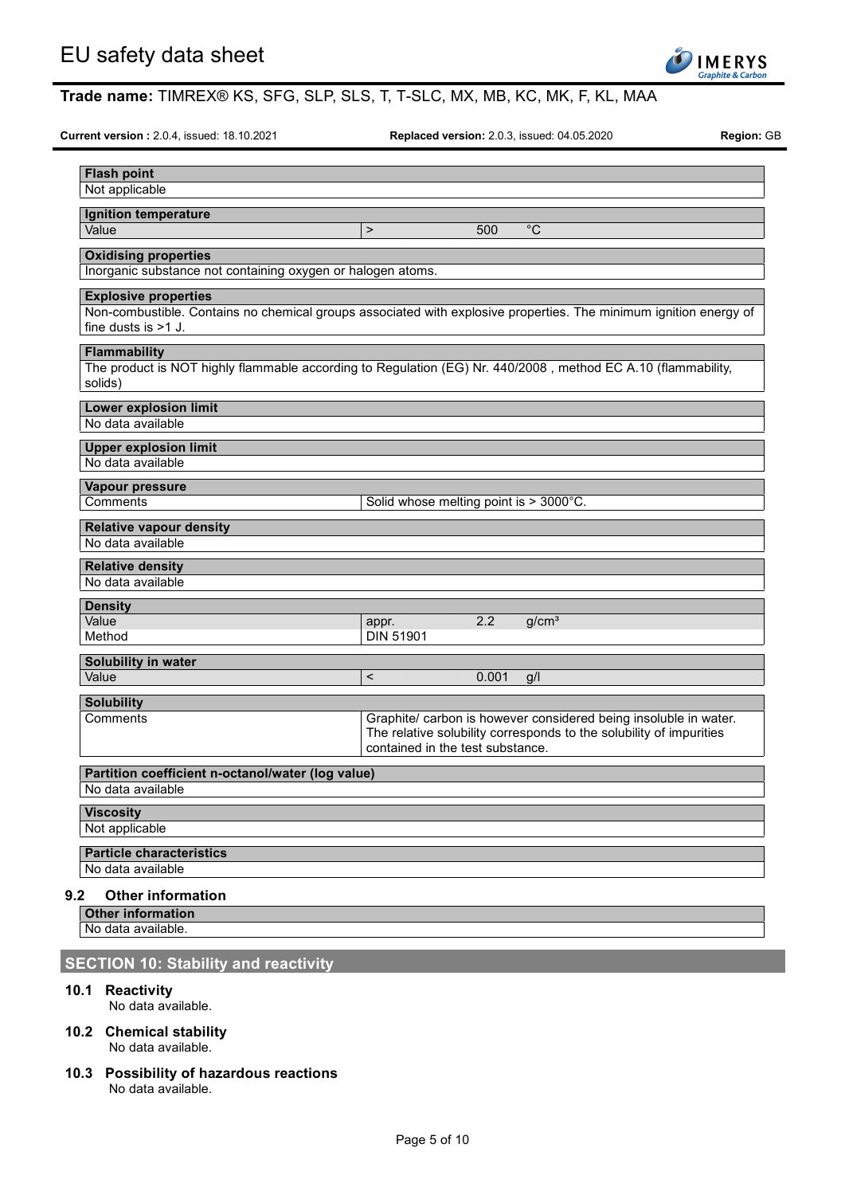| Flash point | | | |
|---|---|---|---|
| Not applicable | | | |

| Ignition temperature | | | |
|---|---|---|---|
| Value | > | 500 | °C |

| Oxidising properties |
|---|
| Inorganic substance not containing oxygen or halogen atoms. |

| Explosive properties |
|---|
| Non-combustible. Contains no chemical groups associated with explosive properties. The minimum ignition energy of fine dusts is >1 J. |

| Flammability |
|---|
| The product is NOT highly flammable according to Regulation (EG) Nr. 440/2008 , method EC A.10 (flammability, solids) |

| Lower explosion limit |
|---|
| No data available |

| Upper explosion limit |
|---|
| No data available |

| Vapour pressure | |
|---|---|
| Comments | Solid whose melting point is > 3000°C. |

| Relative vapour density |
|---|
| No data available |

| Relative density |
|---|
| No data available |

| Density | | | |
|---|---|---|---|
| Value | appr. | 2.2 | g/cm³ |
| Method | DIN 51901 | | |

| Solubility in water | | | |
|---|---|---|---|
| Value | < | 0.001 | g/l |

| Solubility | |
|---|---|
| Comments | Graphite/ carbon is however considered being insoluble in water. The relative solubility corresponds to the solubility of impurities contained in the test substance. |

| Partition coefficient n-octanol/water (log value) |
|---|
| No data available |

| Viscosity |
|---|
| Not applicable |

| Particle characteristics |
|---|
| No data available |

### 9.2 Other information

| Other information |
|---|
| No data available. |

## SECTION 10: Stability and reactivity

### 10.1 Reactivity

No data available.

### 10.2 Chemical stability

No data available.

### 10.3 Possibility of hazardous reactions

No data available.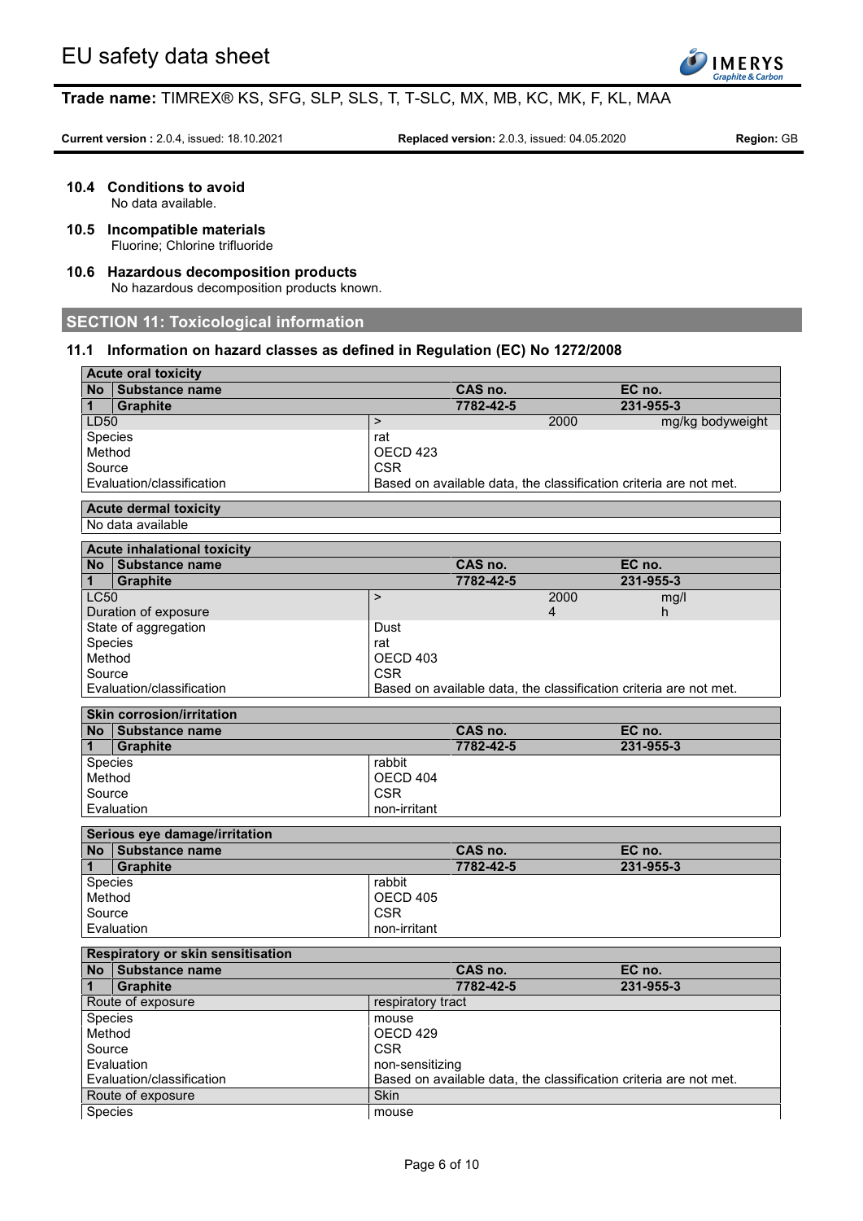### 10.4 Conditions to avoid

No data available.

### 10.5 Incompatible materials

Fluorine; Chlorine trifluoride

### 10.6 Hazardous decomposition products

No hazardous decomposition products known.

## SECTION 11: Toxicological information

### 11.1 Information on hazard classes as defined in Regulation (EC) No 1272/2008

| Acute oral toxicity | | | | |
|---|---|---|---|---|
| **No** | **Substance name** | **CAS no.** | | **EC no.** |
| **1** | **Graphite** | **7782-42-5** | | **231-955-3** |
| LD50 | > | | 2000 | mg/kg bodyweight |
| Species | rat | | | |
| Method | OECD 423 | | | |
| Source | CSR | | | |
| Evaluation/classification | Based on available data, the classification criteria are not met. | | | |

| Acute dermal toxicity |
|---|
| No data available |

| Acute inhalational toxicity | | | | |
|---|---|---|---|---|
| **No** | **Substance name** | **CAS no.** | | **EC no.** |
| **1** | **Graphite** | **7782-42-5** | | **231-955-3** |
| LC50 | > | | 2000 | mg/l |
| Duration of exposure | | | 4 | h |
| State of aggregation | Dust | | | |
| Species | rat | | | |
| Method | OECD 403 | | | |
| Source | CSR | | | |
| Evaluation/classification | Based on available data, the classification criteria are not met. | | | |

| Skin corrosion/irritation | | | |
|---|---|---|---|
| **No** | **Substance name** | **CAS no.** | **EC no.** |
| **1** | **Graphite** | **7782-42-5** | **231-955-3** |
| Species | rabbit | | |
| Method | OECD 404 | | |
| Source | CSR | | |
| Evaluation | non-irritant | | |

| Serious eye damage/irritation | | | |
|---|---|---|---|
| **No** | **Substance name** | **CAS no.** | **EC no.** |
| **1** | **Graphite** | **7782-42-5** | **231-955-3** |
| Species | rabbit | | |
| Method | OECD 405 | | |
| Source | CSR | | |
| Evaluation | non-irritant | | |

| Respiratory or skin sensitisation | | | |
|---|---|---|---|
| **No** | **Substance name** | **CAS no.** | **EC no.** |
| **1** | **Graphite** | **7782-42-5** | **231-955-3** |
| Route of exposure | respiratory tract | | |
| Species | mouse | | |
| Method | OECD 429 | | |
| Source | CSR | | |
| Evaluation | non-sensitizing | | |
| Evaluation/classification | Based on available data, the classification criteria are not met. | | |
| Route of exposure | Skin | | |
| Species | mouse | | |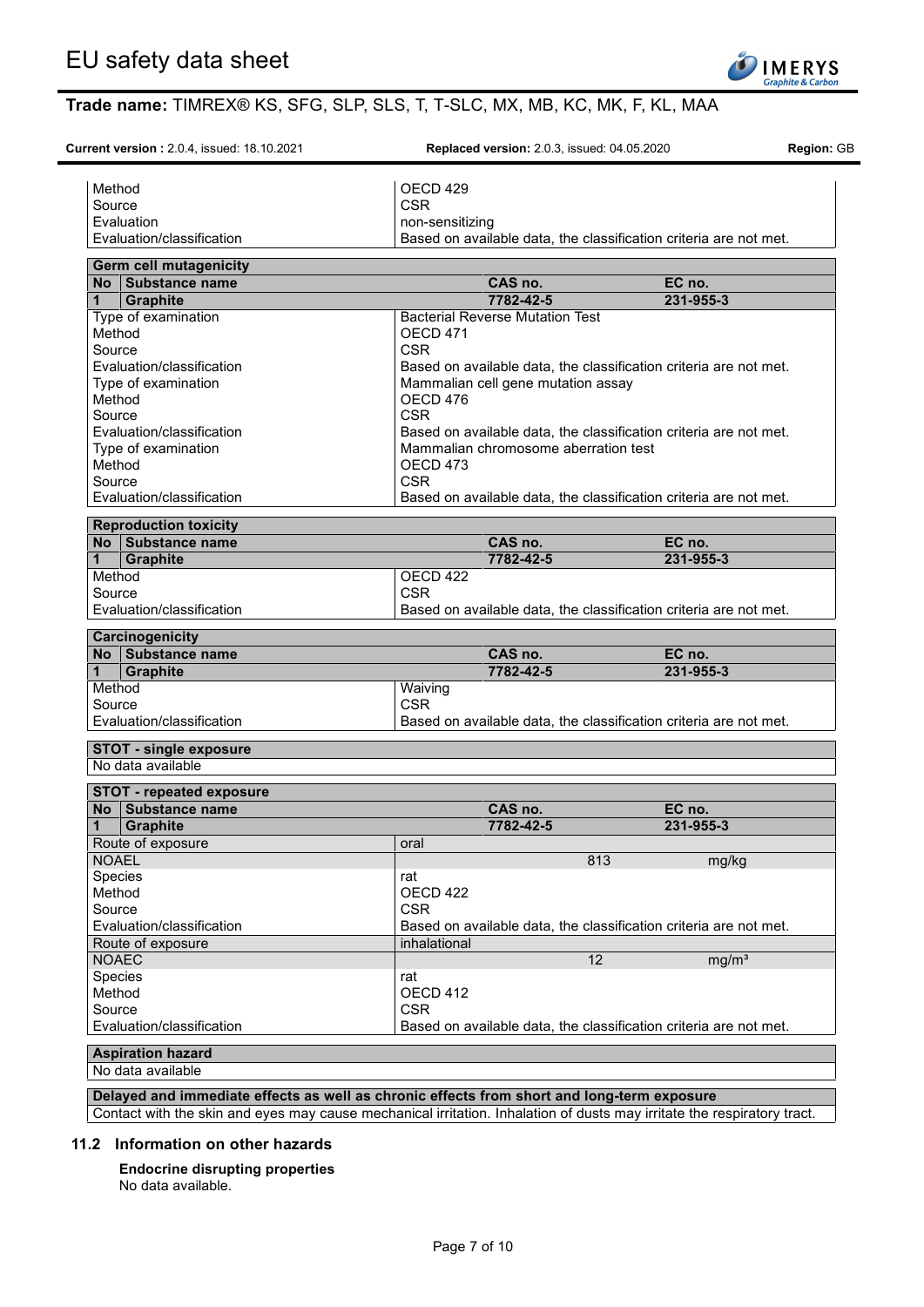| | |
|---|---|
| Method | OECD 429 |
| Source | CSR |
| Evaluation | non-sensitizing |
| Evaluation/classification | Based on available data, the classification criteria are not met. |

| **Germ cell mutagenicity** | | | |
|---|---|---|---|
| **No** | **Substance name** | **CAS no.** | **EC no.** |
| **1** | **Graphite** | **7782-42-5** | **231-955-3** |
| Type of examination | | Bacterial Reverse Mutation Test | |
| Method | | OECD 471 | |
| Source | | CSR | |
| Evaluation/classification | | Based on available data, the classification criteria are not met. | |
| Type of examination | | Mammalian cell gene mutation assay | |
| Method | | OECD 476 | |
| Source | | CSR | |
| Evaluation/classification | | Based on available data, the classification criteria are not met. | |
| Type of examination | | Mammalian chromosome aberration test | |
| Method | | OECD 473 | |
| Source | | CSR | |
| Evaluation/classification | | Based on available data, the classification criteria are not met. | |

| **Reproduction toxicity** | | | |
|---|---|---|---|
| **No** | **Substance name** | **CAS no.** | **EC no.** |
| **1** | **Graphite** | **7782-42-5** | **231-955-3** |
| Method | | OECD 422 | |
| Source | | CSR | |
| Evaluation/classification | | Based on available data, the classification criteria are not met. | |

| **Carcinogenicity** | | | |
|---|---|---|---|
| **No** | **Substance name** | **CAS no.** | **EC no.** |
| **1** | **Graphite** | **7782-42-5** | **231-955-3** |
| Method | | Waiving | |
| Source | | CSR | |
| Evaluation/classification | | Based on available data, the classification criteria are not met. | |

| **STOT - single exposure** |
|---|
| No data available |

| **STOT - repeated exposure** | | | |
|---|---|---|---|
| **No** | **Substance name** | **CAS no.** | **EC no.** |
| **1** | **Graphite** | **7782-42-5** | **231-955-3** |
| Route of exposure | | oral | |
| NOAEL | | 813 | mg/kg |
| Species | | rat | |
| Method | | OECD 422 | |
| Source | | CSR | |
| Evaluation/classification | | Based on available data, the classification criteria are not met. | |
| Route of exposure | | inhalational | |
| NOAEC | | 12 | mg/m³ |
| Species | | rat | |
| Method | | OECD 412 | |
| Source | | CSR | |
| Evaluation/classification | | Based on available data, the classification criteria are not met. | |

| **Aspiration hazard** |
|---|
| No data available |

| **Delayed and immediate effects as well as chronic effects from short and long-term exposure** |
|---|
| Contact with the skin and eyes may cause mechanical irritation. Inhalation of dusts may irritate the respiratory tract. |

## 11.2 Information on other hazards

**Endocrine disrupting properties**

No data available.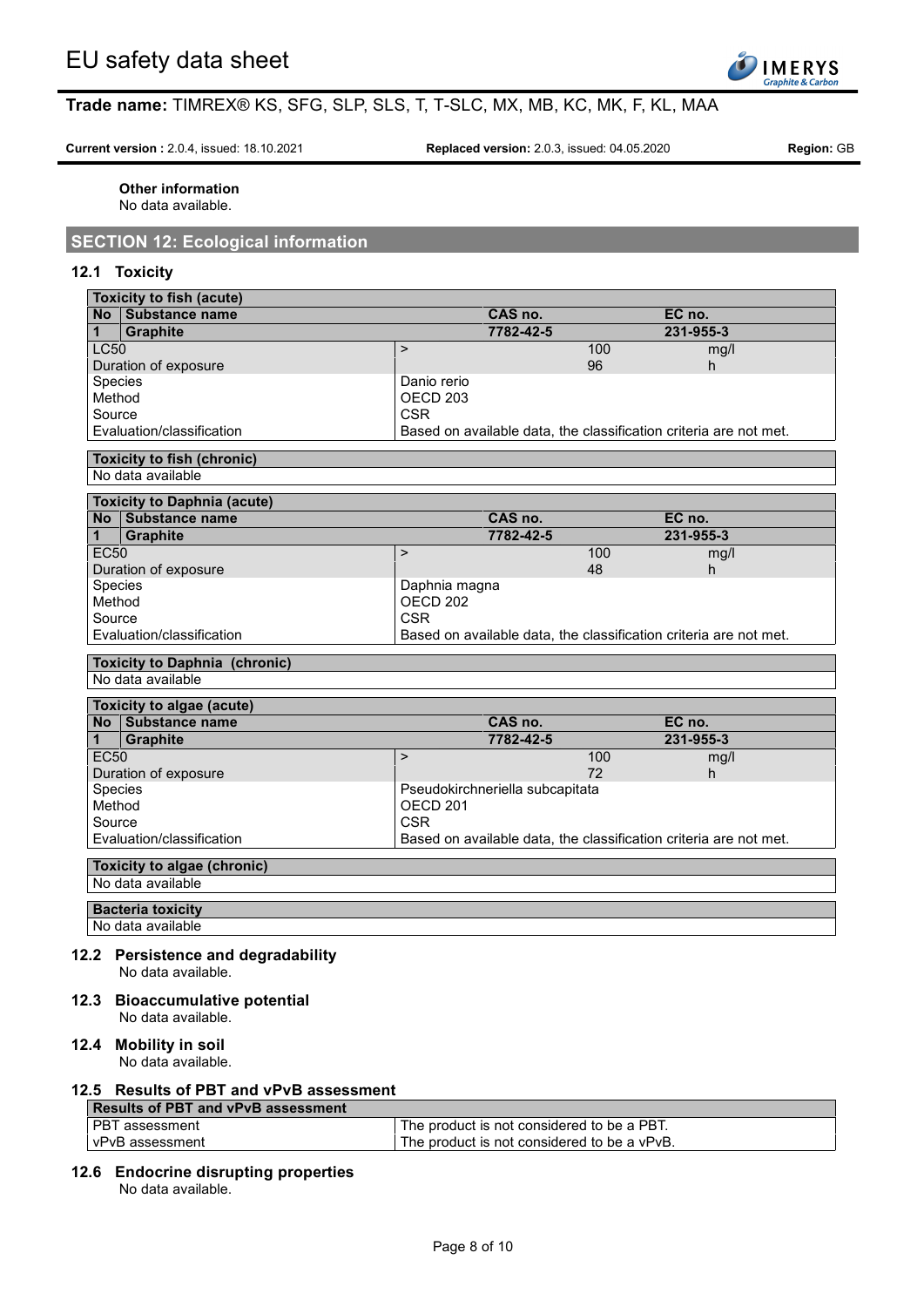**Other information**

No data available.

## SECTION 12: Ecological information

### 12.1 Toxicity

| **Toxicity to fish (acute)** | | | | |
|---|---|---|---|---|
| **No** | **Substance name** | | **CAS no.** | **EC no.** |
| **1** | **Graphite** | | **7782-42-5** | **231-955-3** |
| LC50 | | > | 100 | mg/l |
| Duration of exposure | | | 96 | h |
| Species | | Danio rerio | | |
| Method | | OECD 203 | | |
| Source | | CSR | | |
| Evaluation/classification | | Based on available data, the classification criteria are not met. | | |

| **Toxicity to fish (chronic)** |
|---|
| No data available |

| **Toxicity to Daphnia (acute)** | | | | |
|---|---|---|---|---|
| **No** | **Substance name** | | **CAS no.** | **EC no.** |
| **1** | **Graphite** | | **7782-42-5** | **231-955-3** |
| EC50 | | > | 100 | mg/l |
| Duration of exposure | | | 48 | h |
| Species | | Daphnia magna | | |
| Method | | OECD 202 | | |
| Source | | CSR | | |
| Evaluation/classification | | Based on available data, the classification criteria are not met. | | |

| **Toxicity to Daphnia (chronic)** |
|---|
| No data available |

| **Toxicity to algae (acute)** | | | | |
|---|---|---|---|---|
| **No** | **Substance name** | | **CAS no.** | **EC no.** |
| **1** | **Graphite** | | **7782-42-5** | **231-955-3** |
| EC50 | | > | 100 | mg/l |
| Duration of exposure | | | 72 | h |
| Species | | Pseudokirchneriella subcapitata | | |
| Method | | OECD 201 | | |
| Source | | CSR | | |
| Evaluation/classification | | Based on available data, the classification criteria are not met. | | |

| **Toxicity to algae (chronic)** |
|---|
| No data available |

| **Bacteria toxicity** |
|---|
| No data available |

### 12.2 Persistence and degradability

No data available.

### 12.3 Bioaccumulative potential

No data available.

### 12.4 Mobility in soil

No data available.

### 12.5 Results of PBT and vPvB assessment

| **Results of PBT and vPvB assessment** | |
|---|---|
| PBT assessment | The product is not considered to be a PBT. |
| vPvB assessment | The product is not considered to be a vPvB. |

### 12.6 Endocrine disrupting properties

No data available.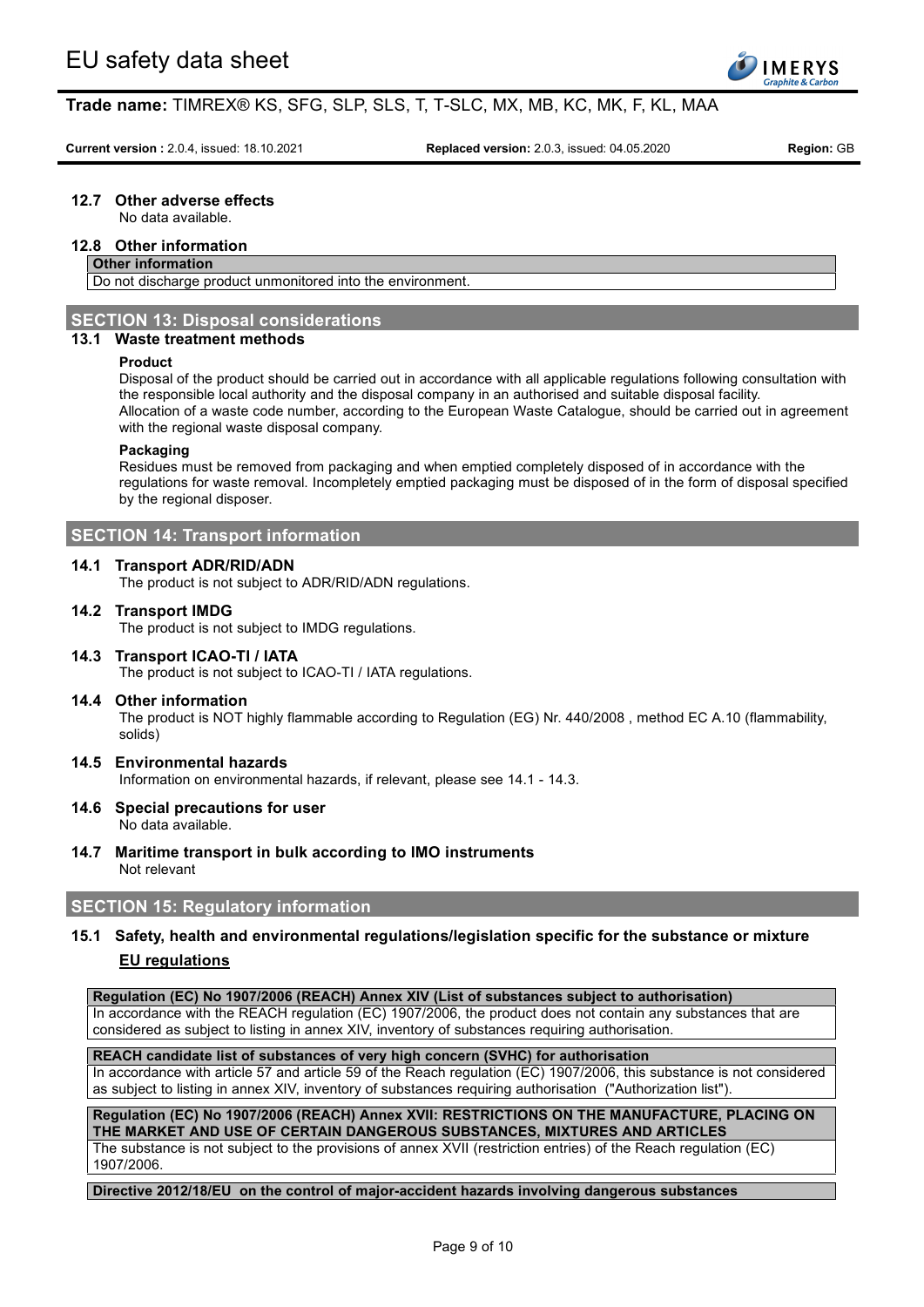### 12.7 Other adverse effects

No data available.

### 12.8 Other information

| Other information |
|---|
| Do not discharge product unmonitored into the environment. |

## SECTION 13: Disposal considerations

### 13.1 Waste treatment methods

**Product**

Disposal of the product should be carried out in accordance with all applicable regulations following consultation with the responsible local authority and the disposal company in an authorised and suitable disposal facility.
Allocation of a waste code number, according to the European Waste Catalogue, should be carried out in agreement with the regional waste disposal company.

**Packaging**

Residues must be removed from packaging and when emptied completely disposed of in accordance with the regulations for waste removal. Incompletely emptied packaging must be disposed of in the form of disposal specified by the regional disposer.

## SECTION 14: Transport information

### 14.1 Transport ADR/RID/ADN

The product is not subject to ADR/RID/ADN regulations.

### 14.2 Transport IMDG

The product is not subject to IMDG regulations.

### 14.3 Transport ICAO-TI / IATA

The product is not subject to ICAO-TI / IATA regulations.

### 14.4 Other information

The product is NOT highly flammable according to Regulation (EG) Nr. 440/2008 , method EC A.10 (flammability, solids)

### 14.5 Environmental hazards

Information on environmental hazards, if relevant, please see 14.1 - 14.3.

### 14.6 Special precautions for user

No data available.

### 14.7 Maritime transport in bulk according to IMO instruments

Not relevant

## SECTION 15: Regulatory information

### 15.1 Safety, health and environmental regulations/legislation specific for the substance or mixture

**EU regulations**

| Regulation (EC) No 1907/2006 (REACH) Annex XIV (List of substances subject to authorisation) |
|---|
| In accordance with the REACH regulation (EC) 1907/2006, the product does not contain any substances that are considered as subject to listing in annex XIV, inventory of substances requiring authorisation. |

| REACH candidate list of substances of very high concern (SVHC) for authorisation |
|---|
| In accordance with article 57 and article 59 of the Reach regulation (EC) 1907/2006, this substance is not considered as subject to listing in annex XIV, inventory of substances requiring authorisation ("Authorization list"). |

| Regulation (EC) No 1907/2006 (REACH) Annex XVII: RESTRICTIONS ON THE MANUFACTURE, PLACING ON THE MARKET AND USE OF CERTAIN DANGEROUS SUBSTANCES, MIXTURES AND ARTICLES |
|---|
| The substance is not subject to the provisions of annex XVII (restriction entries) of the Reach regulation (EC) 1907/2006. |

| Directive 2012/18/EU on the control of major-accident hazards involving dangerous substances |
|---|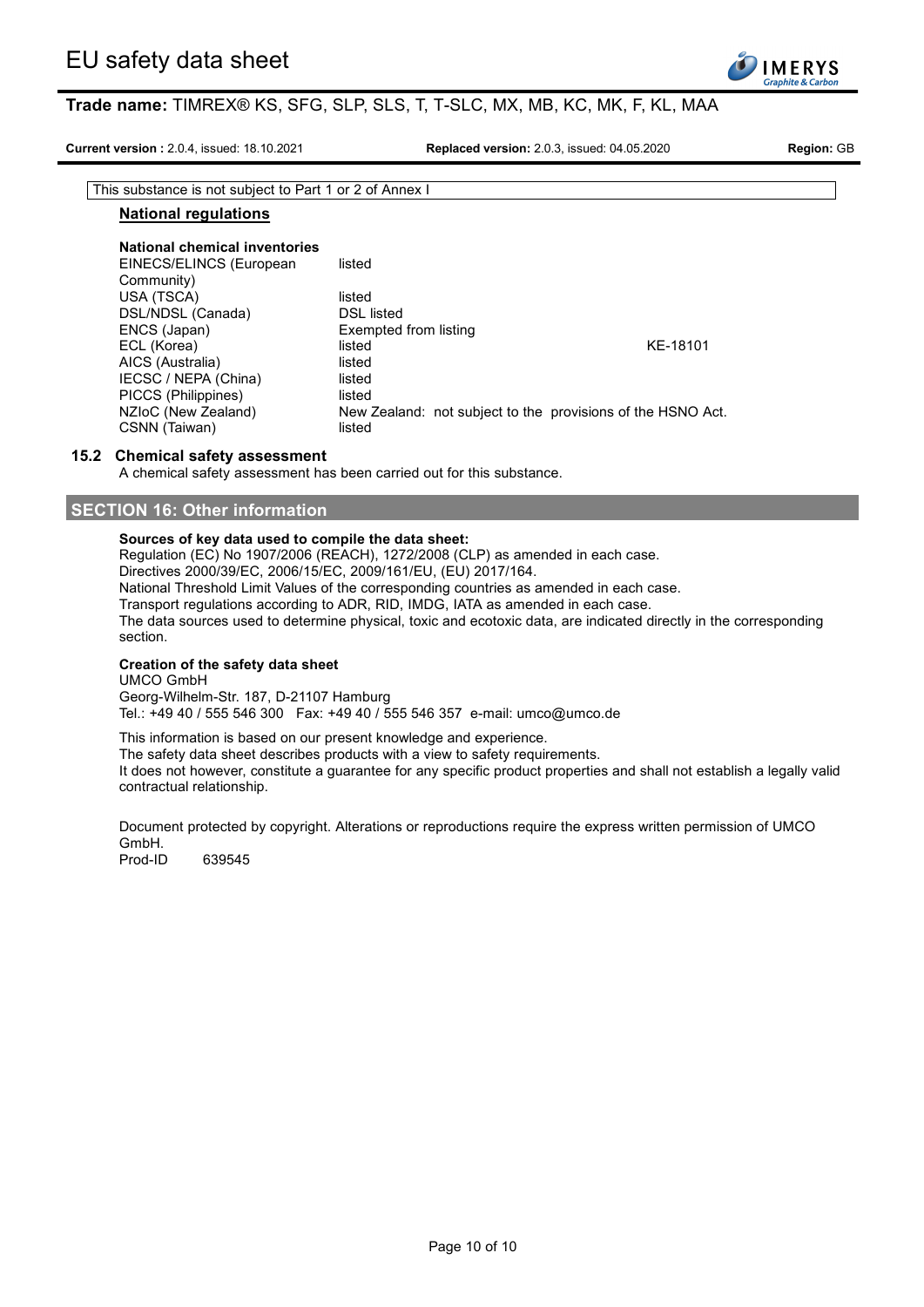This substance is not subject to Part 1 or 2 of Annex I

**National regulations**

**National chemical inventories**

| | | |
|---|---|---|
| EINECS/ELINCS (European Community) | listed | |
| USA (TSCA) | listed | |
| DSL/NDSL (Canada) | DSL listed | |
| ENCS (Japan) | Exempted from listing | |
| ECL (Korea) | listed | KE-18101 |
| AICS (Australia) | listed | |
| IECSC / NEPA (China) | listed | |
| PICCS (Philippines) | listed | |
| NZIoC (New Zealand) | New Zealand: not subject to the provisions of the HSNO Act. | |
| CSNN (Taiwan) | listed | |

### 15.2 Chemical safety assessment

A chemical safety assessment has been carried out for this substance.

## SECTION 16: Other information

**Sources of key data used to compile the data sheet:**

Regulation (EC) No 1907/2006 (REACH), 1272/2008 (CLP) as amended in each case.
Directives 2000/39/EC, 2006/15/EC, 2009/161/EU, (EU) 2017/164.
National Threshold Limit Values of the corresponding countries as amended in each case.
Transport regulations according to ADR, RID, IMDG, IATA as amended in each case.
The data sources used to determine physical, toxic and ecotoxic data, are indicated directly in the corresponding section.

**Creation of the safety data sheet**

UMCO GmbH
Georg-Wilhelm-Str. 187, D-21107 Hamburg
Tel.: +49 40 / 555 546 300 Fax: +49 40 / 555 546 357 e-mail: umco@umco.de

This information is based on our present knowledge and experience.
The safety data sheet describes products with a view to safety requirements.
It does not however, constitute a guarantee for any specific product properties and shall not establish a legally valid contractual relationship.

Document protected by copyright. Alterations or reproductions require the express written permission of UMCO GmbH.
Prod-ID 639545